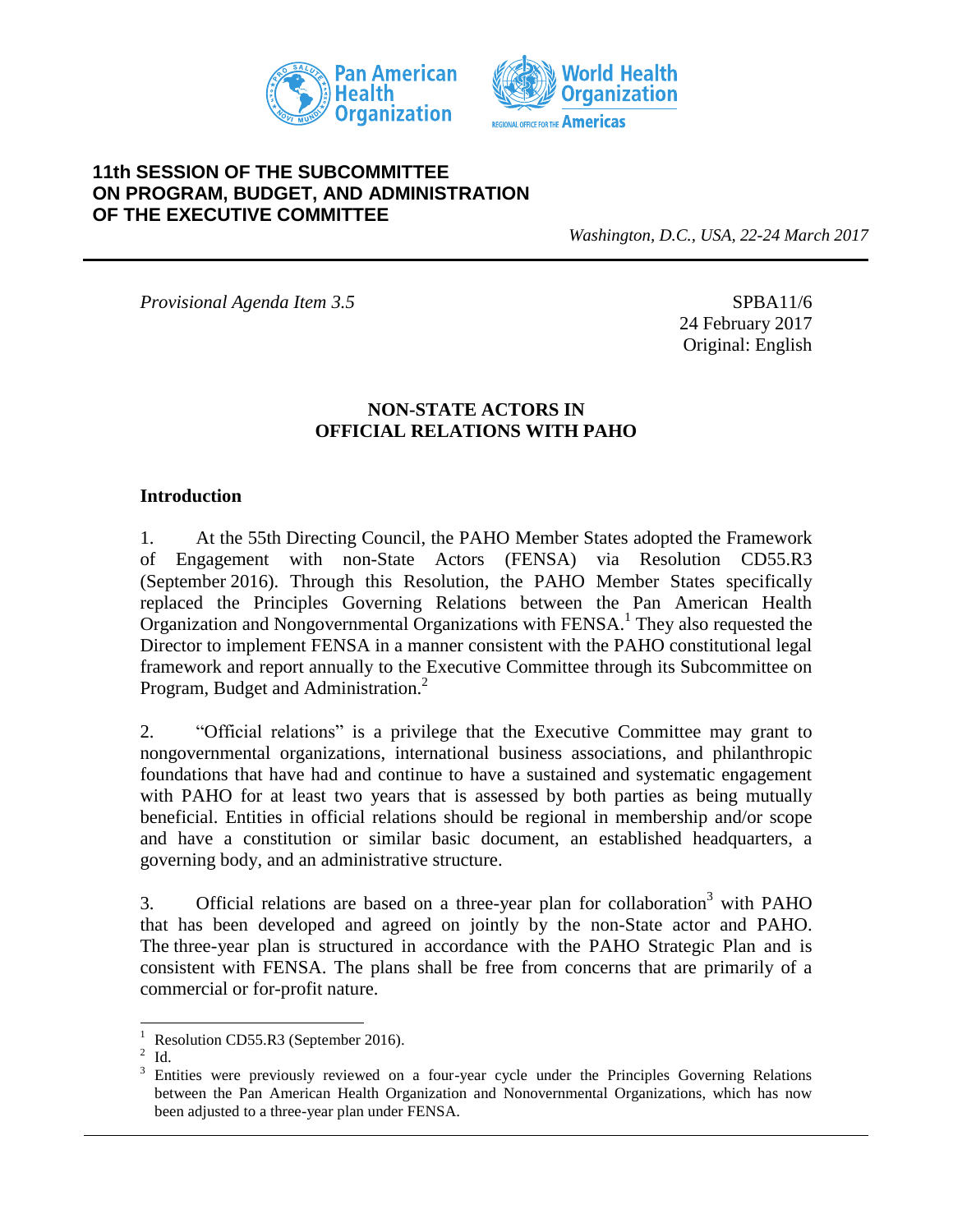**11th SESSION OF THE SUBCOMMITTEE ON PROGRAM, BUDGET, AND ADMINISTRATION OF THE EXECUTIVE COMMITTEE**

*Washington, D.C., USA, 22-24 March 2017*

---

*Provisional Agenda Item 3.5*

SPBA11/6
24 February 2017
Original: English

# NON-STATE ACTORS IN OFFICIAL RELATIONS WITH PAHO

## Introduction

1. At the 55th Directing Council, the PAHO Member States adopted the Framework of Engagement with non-State Actors (FENSA) via Resolution CD55.R3 (September 2016). Through this Resolution, the PAHO Member States specifically replaced the Principles Governing Relations between the Pan American Health Organization and Nongovernmental Organizations with FENSA.[1] They also requested the Director to implement FENSA in a manner consistent with the PAHO constitutional legal framework and report annually to the Executive Committee through its Subcommittee on Program, Budget and Administration.[2]

2. "Official relations" is a privilege that the Executive Committee may grant to nongovernmental organizations, international business associations, and philanthropic foundations that have had and continue to have a sustained and systematic engagement with PAHO for at least two years that is assessed by both parties as being mutually beneficial. Entities in official relations should be regional in membership and/or scope and have a constitution or similar basic document, an established headquarters, a governing body, and an administrative structure.

3. Official relations are based on a three-year plan for collaboration[3] with PAHO that has been developed and agreed on jointly by the non-State actor and PAHO. The three-year plan is structured in accordance with the PAHO Strategic Plan and is consistent with FENSA. The plans shall be free from concerns that are primarily of a commercial or for-profit nature.

---

[1] Resolution CD55.R3 (September 2016).

[2] Id.

[3] Entities were previously reviewed on a four-year cycle under the Principles Governing Relations between the Pan American Health Organization and Nonovernmental Organizations, which has now been adjusted to a three-year plan under FENSA.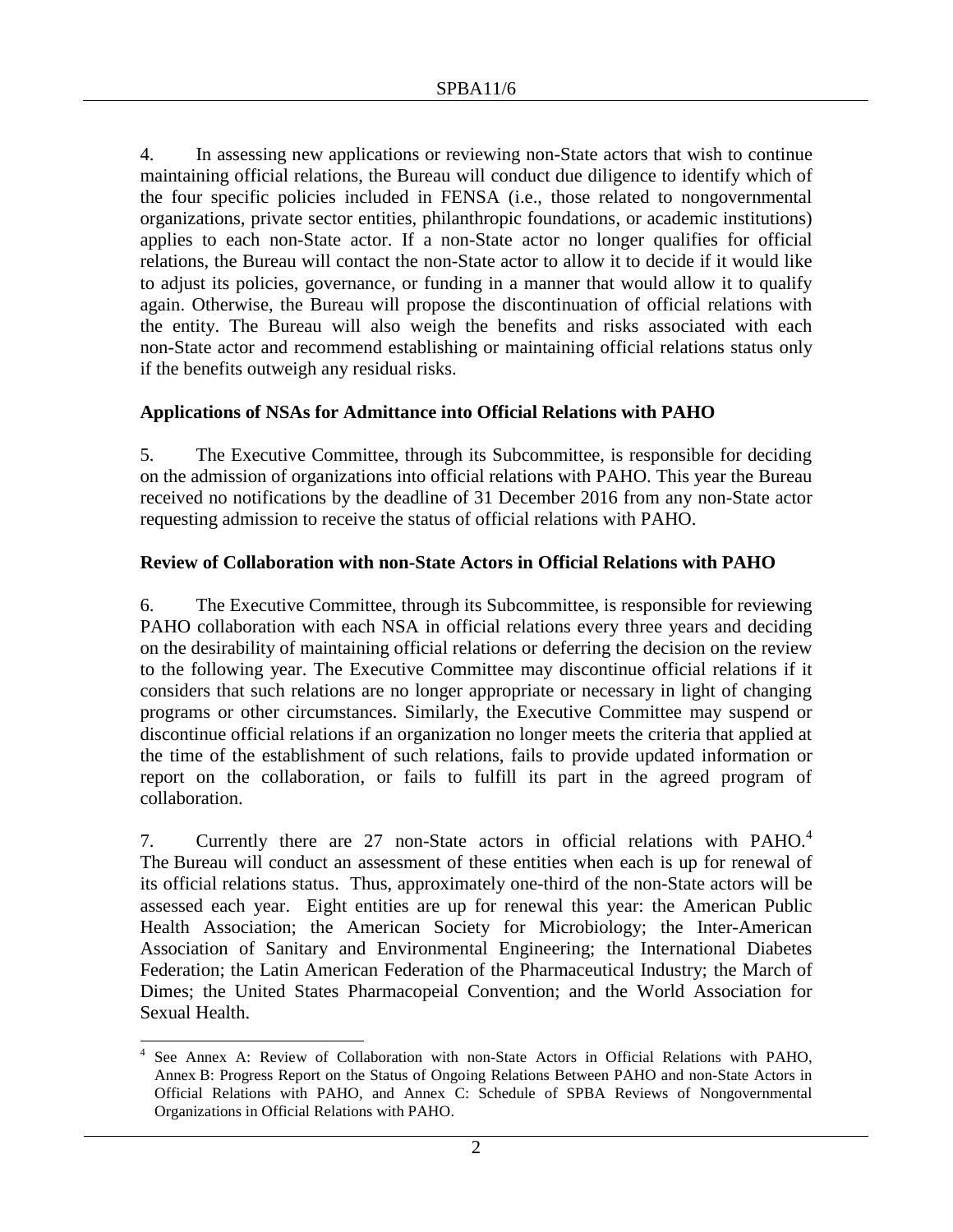4. In assessing new applications or reviewing non-State actors that wish to continue maintaining official relations, the Bureau will conduct due diligence to identify which of the four specific policies included in FENSA (i.e., those related to nongovernmental organizations, private sector entities, philanthropic foundations, or academic institutions) applies to each non-State actor. If a non-State actor no longer qualifies for official relations, the Bureau will contact the non-State actor to allow it to decide if it would like to adjust its policies, governance, or funding in a manner that would allow it to qualify again. Otherwise, the Bureau will propose the discontinuation of official relations with the entity. The Bureau will also weigh the benefits and risks associated with each non-State actor and recommend establishing or maintaining official relations status only if the benefits outweigh any residual risks.

**Applications of NSAs for Admittance into Official Relations with PAHO**

5. The Executive Committee, through its Subcommittee, is responsible for deciding on the admission of organizations into official relations with PAHO. This year the Bureau received no notifications by the deadline of 31 December 2016 from any non-State actor requesting admission to receive the status of official relations with PAHO.

**Review of Collaboration with non-State Actors in Official Relations with PAHO**

6. The Executive Committee, through its Subcommittee, is responsible for reviewing PAHO collaboration with each NSA in official relations every three years and deciding on the desirability of maintaining official relations or deferring the decision on the review to the following year. The Executive Committee may discontinue official relations if it considers that such relations are no longer appropriate or necessary in light of changing programs or other circumstances. Similarly, the Executive Committee may suspend or discontinue official relations if an organization no longer meets the criteria that applied at the time of the establishment of such relations, fails to provide updated information or report on the collaboration, or fails to fulfill its part in the agreed program of collaboration.

7. Currently there are 27 non-State actors in official relations with PAHO.[4] The Bureau will conduct an assessment of these entities when each is up for renewal of its official relations status. Thus, approximately one-third of the non-State actors will be assessed each year. Eight entities are up for renewal this year: the American Public Health Association; the American Society for Microbiology; the Inter-American Association of Sanitary and Environmental Engineering; the International Diabetes Federation; the Latin American Federation of the Pharmaceutical Industry; the March of Dimes; the United States Pharmacopeial Convention; and the World Association for Sexual Health.

[4] See Annex A: Review of Collaboration with non-State Actors in Official Relations with PAHO, Annex B: Progress Report on the Status of Ongoing Relations Between PAHO and non-State Actors in Official Relations with PAHO, and Annex C: Schedule of SPBA Reviews of Nongovernmental Organizations in Official Relations with PAHO.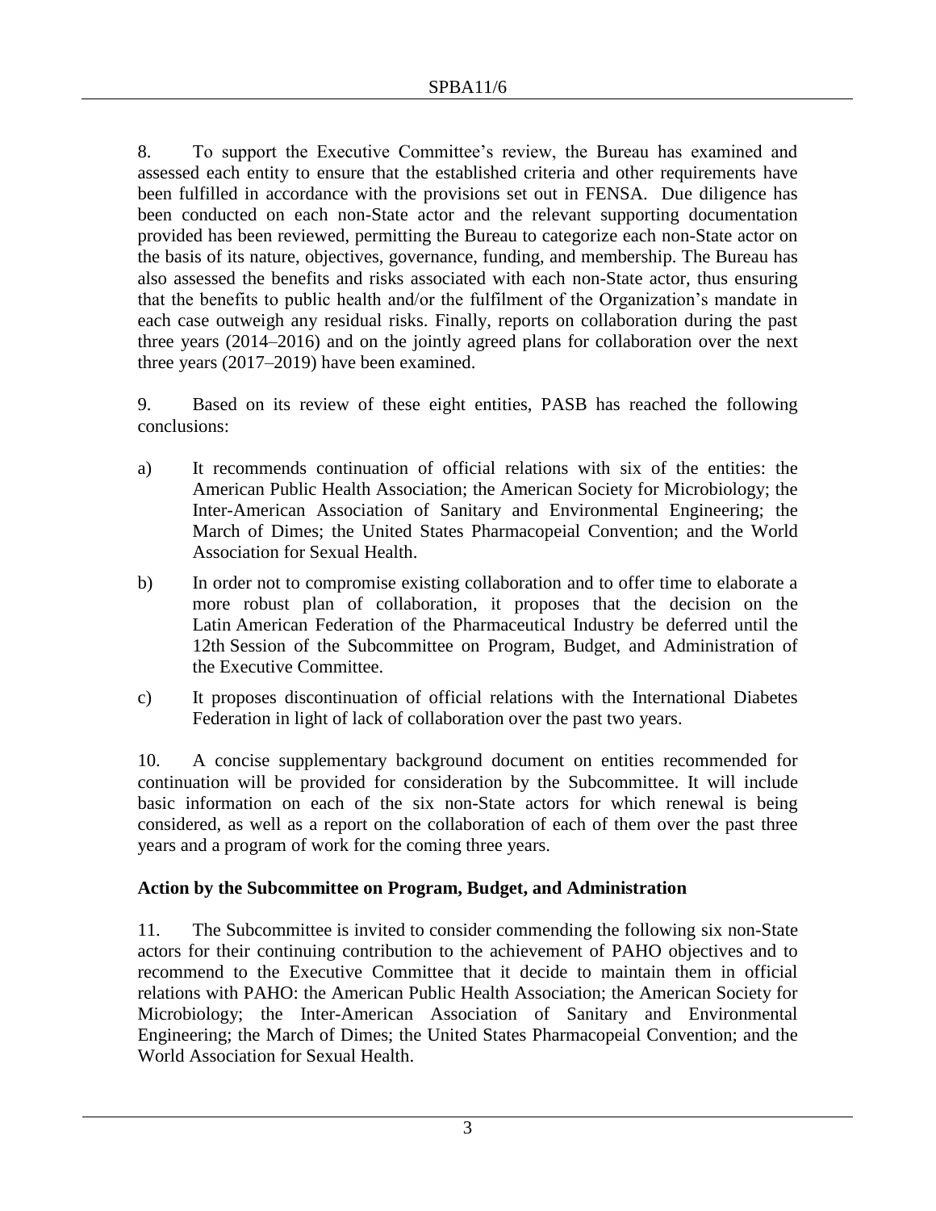8. To support the Executive Committee's review, the Bureau has examined and assessed each entity to ensure that the established criteria and other requirements have been fulfilled in accordance with the provisions set out in FENSA. Due diligence has been conducted on each non-State actor and the relevant supporting documentation provided has been reviewed, permitting the Bureau to categorize each non-State actor on the basis of its nature, objectives, governance, funding, and membership. The Bureau has also assessed the benefits and risks associated with each non-State actor, thus ensuring that the benefits to public health and/or the fulfilment of the Organization's mandate in each case outweigh any residual risks. Finally, reports on collaboration during the past three years (2014–2016) and on the jointly agreed plans for collaboration over the next three years (2017–2019) have been examined.

9. Based on its review of these eight entities, PASB has reached the following conclusions:

a) It recommends continuation of official relations with six of the entities: the American Public Health Association; the American Society for Microbiology; the Inter-American Association of Sanitary and Environmental Engineering; the March of Dimes; the United States Pharmacopeial Convention; and the World Association for Sexual Health.

b) In order not to compromise existing collaboration and to offer time to elaborate a more robust plan of collaboration, it proposes that the decision on the Latin American Federation of the Pharmaceutical Industry be deferred until the 12th Session of the Subcommittee on Program, Budget, and Administration of the Executive Committee.

c) It proposes discontinuation of official relations with the International Diabetes Federation in light of lack of collaboration over the past two years.

10. A concise supplementary background document on entities recommended for continuation will be provided for consideration by the Subcommittee. It will include basic information on each of the six non-State actors for which renewal is being considered, as well as a report on the collaboration of each of them over the past three years and a program of work for the coming three years.

**Action by the Subcommittee on Program, Budget, and Administration**

11. The Subcommittee is invited to consider commending the following six non-State actors for their continuing contribution to the achievement of PAHO objectives and to recommend to the Executive Committee that it decide to maintain them in official relations with PAHO: the American Public Health Association; the American Society for Microbiology; the Inter-American Association of Sanitary and Environmental Engineering; the March of Dimes; the United States Pharmacopeial Convention; and the World Association for Sexual Health.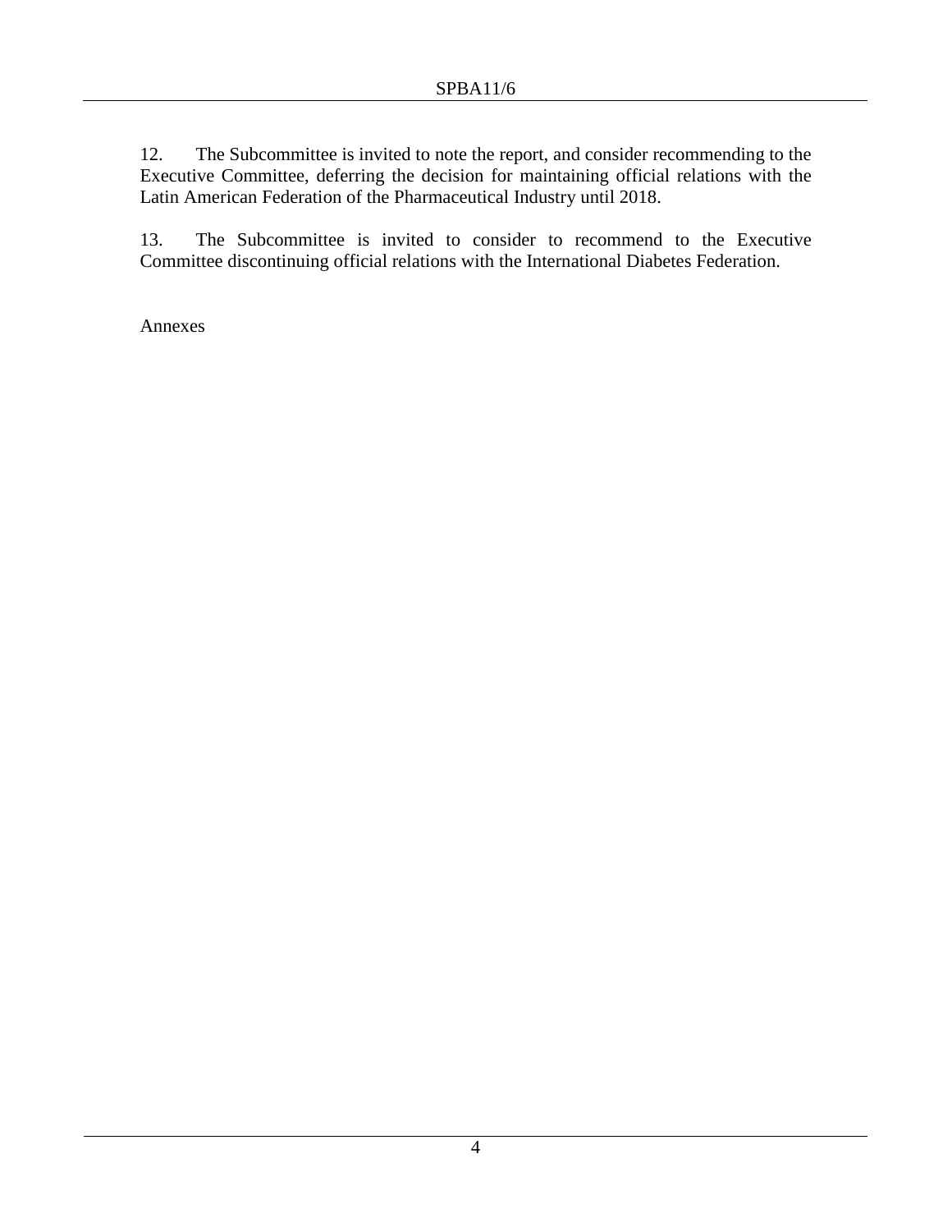12. The Subcommittee is invited to note the report, and consider recommending to the Executive Committee, deferring the decision for maintaining official relations with the Latin American Federation of the Pharmaceutical Industry until 2018.

13. The Subcommittee is invited to consider to recommend to the Executive Committee discontinuing official relations with the International Diabetes Federation.

Annexes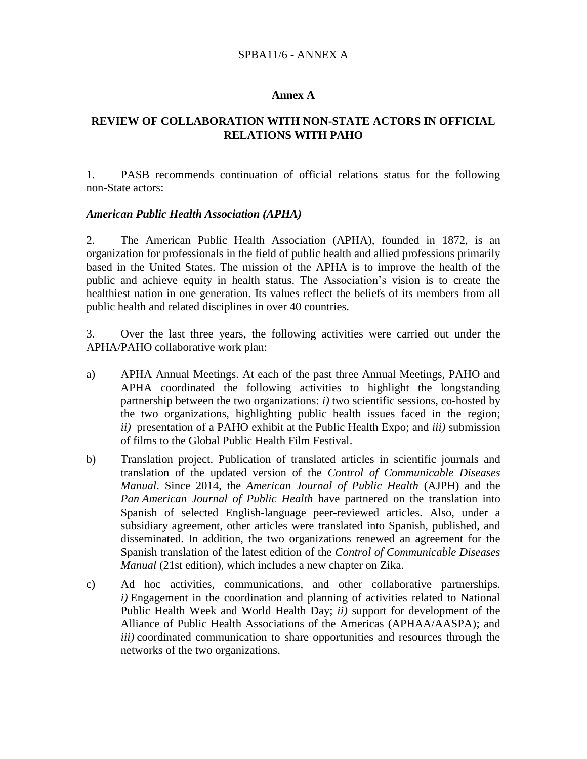## Annex A

## REVIEW OF COLLABORATION WITH NON-STATE ACTORS IN OFFICIAL RELATIONS WITH PAHO

1. PASB recommends continuation of official relations status for the following non-State actors:

### *American Public Health Association (APHA)*

2. The American Public Health Association (APHA), founded in 1872, is an organization for professionals in the field of public health and allied professions primarily based in the United States. The mission of the APHA is to improve the health of the public and achieve equity in health status. The Association's vision is to create the healthiest nation in one generation. Its values reflect the beliefs of its members from all public health and related disciplines in over 40 countries.

3. Over the last three years, the following activities were carried out under the APHA/PAHO collaborative work plan:

a) APHA Annual Meetings. At each of the past three Annual Meetings, PAHO and APHA coordinated the following activities to highlight the longstanding partnership between the two organizations: *i)* two scientific sessions, co-hosted by the two organizations, highlighting public health issues faced in the region; *ii)* presentation of a PAHO exhibit at the Public Health Expo; and *iii)* submission of films to the Global Public Health Film Festival.

b) Translation project. Publication of translated articles in scientific journals and translation of the updated version of the *Control of Communicable Diseases Manual*. Since 2014, the *American Journal of Public Health* (AJPH) and the *Pan American Journal of Public Health* have partnered on the translation into Spanish of selected English-language peer-reviewed articles. Also, under a subsidiary agreement, other articles were translated into Spanish, published, and disseminated. In addition, the two organizations renewed an agreement for the Spanish translation of the latest edition of the *Control of Communicable Diseases Manual* (21st edition), which includes a new chapter on Zika.

c) Ad hoc activities, communications, and other collaborative partnerships. *i)* Engagement in the coordination and planning of activities related to National Public Health Week and World Health Day; *ii)* support for development of the Alliance of Public Health Associations of the Americas (APHAA/AASPA); and *iii)* coordinated communication to share opportunities and resources through the networks of the two organizations.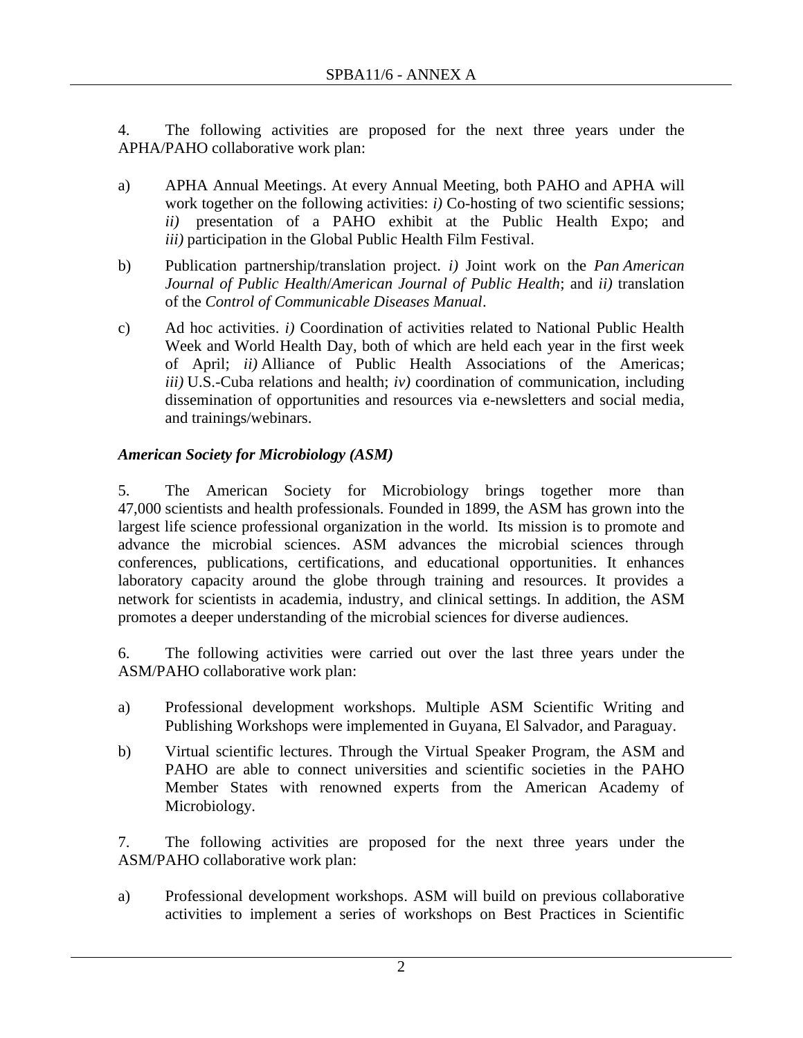4. The following activities are proposed for the next three years under the APHA/PAHO collaborative work plan:

a) APHA Annual Meetings. At every Annual Meeting, both PAHO and APHA will work together on the following activities: *i)* Co-hosting of two scientific sessions; *ii)* presentation of a PAHO exhibit at the Public Health Expo; and *iii)* participation in the Global Public Health Film Festival.

b) Publication partnership/translation project. *i)* Joint work on the *Pan American Journal of Public Health*/*American Journal of Public Health*; and *ii)* translation of the *Control of Communicable Diseases Manual*.

c) Ad hoc activities. *i)* Coordination of activities related to National Public Health Week and World Health Day, both of which are held each year in the first week of April; *ii)* Alliance of Public Health Associations of the Americas; *iii)* U.S.-Cuba relations and health; *iv)* coordination of communication, including dissemination of opportunities and resources via e-newsletters and social media, and trainings/webinars.

### *American Society for Microbiology (ASM)*

5. The American Society for Microbiology brings together more than 47,000 scientists and health professionals. Founded in 1899, the ASM has grown into the largest life science professional organization in the world. Its mission is to promote and advance the microbial sciences. ASM advances the microbial sciences through conferences, publications, certifications, and educational opportunities. It enhances laboratory capacity around the globe through training and resources. It provides a network for scientists in academia, industry, and clinical settings. In addition, the ASM promotes a deeper understanding of the microbial sciences for diverse audiences.

6. The following activities were carried out over the last three years under the ASM/PAHO collaborative work plan:

a) Professional development workshops. Multiple ASM Scientific Writing and Publishing Workshops were implemented in Guyana, El Salvador, and Paraguay.

b) Virtual scientific lectures. Through the Virtual Speaker Program, the ASM and PAHO are able to connect universities and scientific societies in the PAHO Member States with renowned experts from the American Academy of Microbiology.

7. The following activities are proposed for the next three years under the ASM/PAHO collaborative work plan:

a) Professional development workshops. ASM will build on previous collaborative activities to implement a series of workshops on Best Practices in Scientific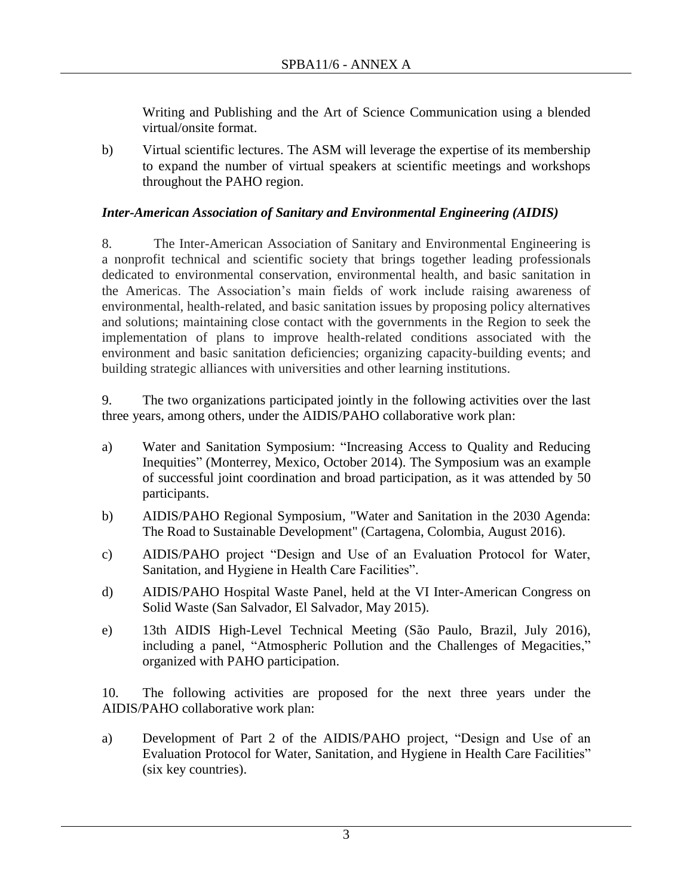Writing and Publishing and the Art of Science Communication using a blended virtual/onsite format.

b) Virtual scientific lectures. The ASM will leverage the expertise of its membership to expand the number of virtual speakers at scientific meetings and workshops throughout the PAHO region.

### *Inter-American Association of Sanitary and Environmental Engineering (AIDIS)*

8. The Inter-American Association of Sanitary and Environmental Engineering is a nonprofit technical and scientific society that brings together leading professionals dedicated to environmental conservation, environmental health, and basic sanitation in the Americas. The Association's main fields of work include raising awareness of environmental, health-related, and basic sanitation issues by proposing policy alternatives and solutions; maintaining close contact with the governments in the Region to seek the implementation of plans to improve health-related conditions associated with the environment and basic sanitation deficiencies; organizing capacity-building events; and building strategic alliances with universities and other learning institutions.

9. The two organizations participated jointly in the following activities over the last three years, among others, under the AIDIS/PAHO collaborative work plan:

a) Water and Sanitation Symposium: "Increasing Access to Quality and Reducing Inequities" (Monterrey, Mexico, October 2014). The Symposium was an example of successful joint coordination and broad participation, as it was attended by 50 participants.

b) AIDIS/PAHO Regional Symposium, "Water and Sanitation in the 2030 Agenda: The Road to Sustainable Development" (Cartagena, Colombia, August 2016).

c) AIDIS/PAHO project "Design and Use of an Evaluation Protocol for Water, Sanitation, and Hygiene in Health Care Facilities".

d) AIDIS/PAHO Hospital Waste Panel, held at the VI Inter-American Congress on Solid Waste (San Salvador, El Salvador, May 2015).

e) 13th AIDIS High-Level Technical Meeting (São Paulo, Brazil, July 2016), including a panel, "Atmospheric Pollution and the Challenges of Megacities," organized with PAHO participation.

10. The following activities are proposed for the next three years under the AIDIS/PAHO collaborative work plan:

a) Development of Part 2 of the AIDIS/PAHO project, "Design and Use of an Evaluation Protocol for Water, Sanitation, and Hygiene in Health Care Facilities" (six key countries).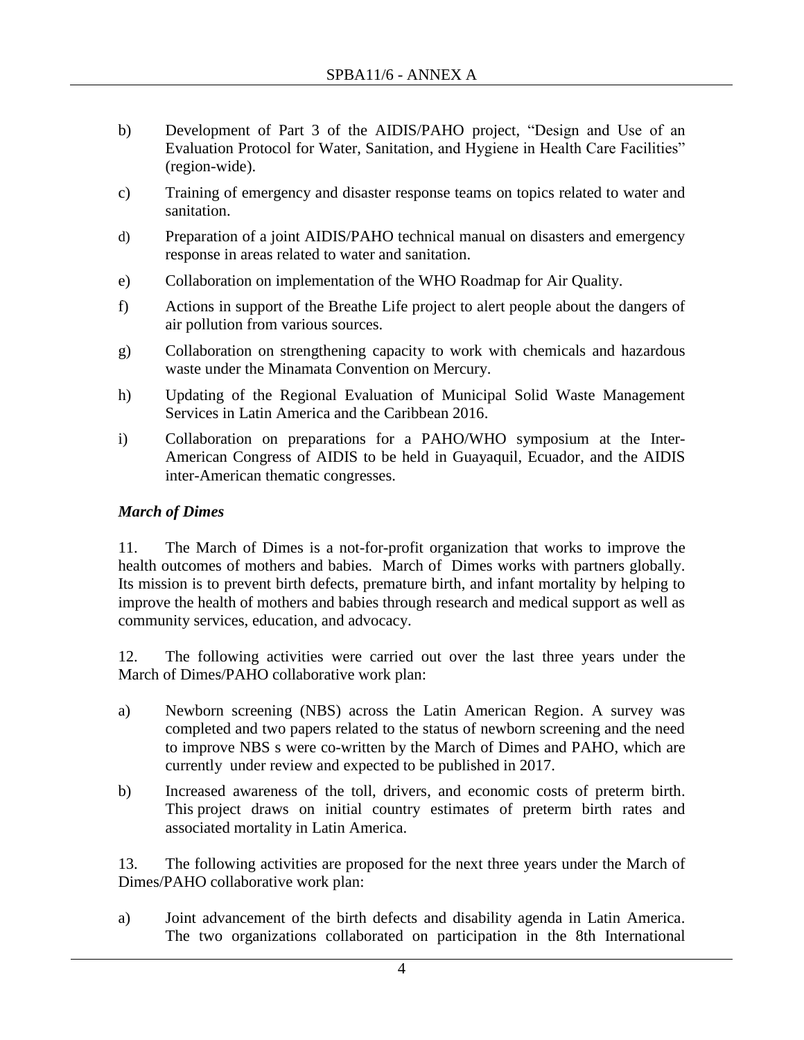b) Development of Part 3 of the AIDIS/PAHO project, "Design and Use of an Evaluation Protocol for Water, Sanitation, and Hygiene in Health Care Facilities" (region-wide).

c) Training of emergency and disaster response teams on topics related to water and sanitation.

d) Preparation of a joint AIDIS/PAHO technical manual on disasters and emergency response in areas related to water and sanitation.

e) Collaboration on implementation of the WHO Roadmap for Air Quality.

f) Actions in support of the Breathe Life project to alert people about the dangers of air pollution from various sources.

g) Collaboration on strengthening capacity to work with chemicals and hazardous waste under the Minamata Convention on Mercury.

h) Updating of the Regional Evaluation of Municipal Solid Waste Management Services in Latin America and the Caribbean 2016.

i) Collaboration on preparations for a PAHO/WHO symposium at the Inter-American Congress of AIDIS to be held in Guayaquil, Ecuador, and the AIDIS inter-American thematic congresses.

### *March of Dimes*

11. The March of Dimes is a not-for-profit organization that works to improve the health outcomes of mothers and babies. March of Dimes works with partners globally. Its mission is to prevent birth defects, premature birth, and infant mortality by helping to improve the health of mothers and babies through research and medical support as well as community services, education, and advocacy.

12. The following activities were carried out over the last three years under the March of Dimes/PAHO collaborative work plan:

a) Newborn screening (NBS) across the Latin American Region. A survey was completed and two papers related to the status of newborn screening and the need to improve NBS s were co-written by the March of Dimes and PAHO, which are currently under review and expected to be published in 2017.

b) Increased awareness of the toll, drivers, and economic costs of preterm birth. This project draws on initial country estimates of preterm birth rates and associated mortality in Latin America.

13. The following activities are proposed for the next three years under the March of Dimes/PAHO collaborative work plan:

a) Joint advancement of the birth defects and disability agenda in Latin America. The two organizations collaborated on participation in the 8th International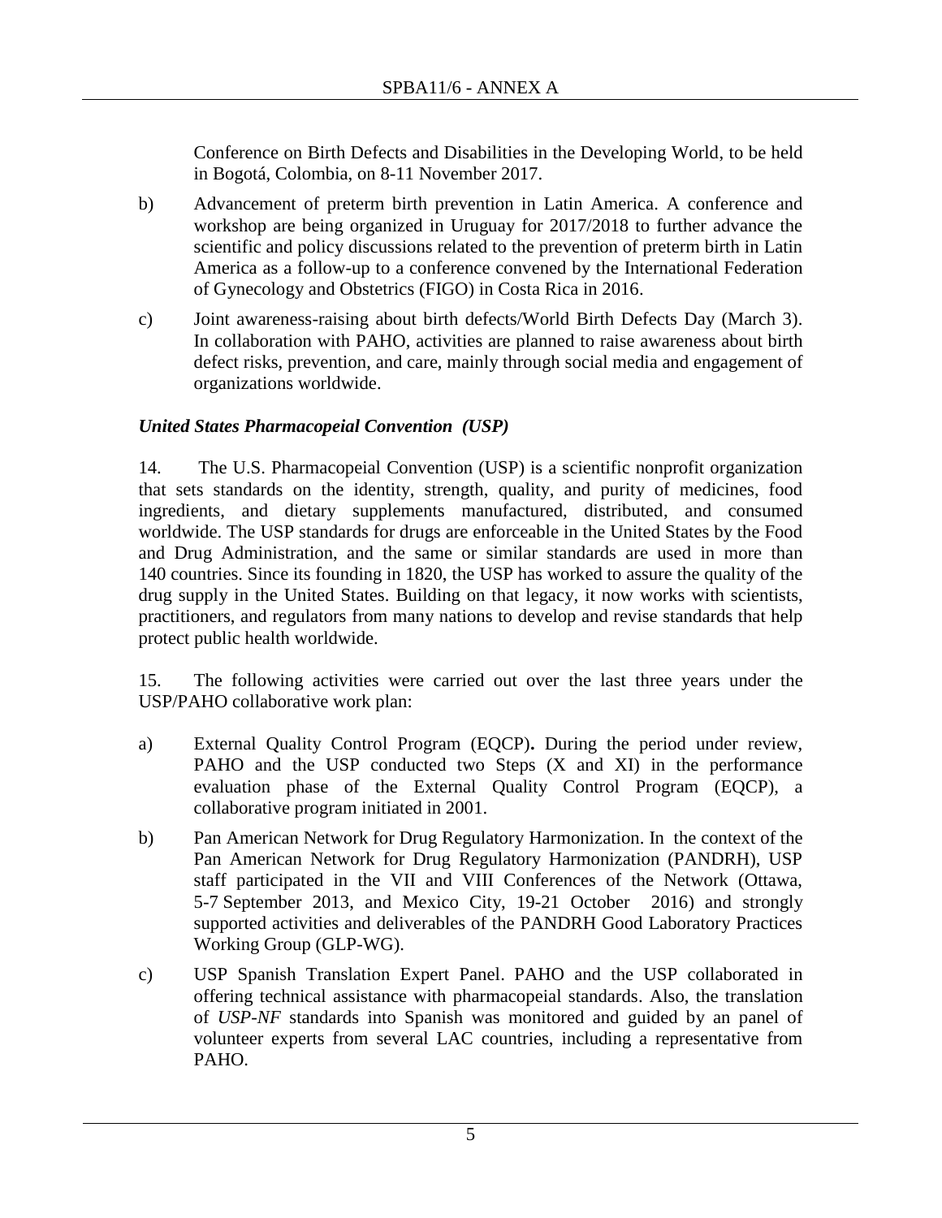Conference on Birth Defects and Disabilities in the Developing World, to be held in Bogotá, Colombia, on 8-11 November 2017.

b) Advancement of preterm birth prevention in Latin America. A conference and workshop are being organized in Uruguay for 2017/2018 to further advance the scientific and policy discussions related to the prevention of preterm birth in Latin America as a follow-up to a conference convened by the International Federation of Gynecology and Obstetrics (FIGO) in Costa Rica in 2016.

c) Joint awareness-raising about birth defects/World Birth Defects Day (March 3). In collaboration with PAHO, activities are planned to raise awareness about birth defect risks, prevention, and care, mainly through social media and engagement of organizations worldwide.

***United States Pharmacopeial Convention (USP)***

14. The U.S. Pharmacopeial Convention (USP) is a scientific nonprofit organization that sets standards on the identity, strength, quality, and purity of medicines, food ingredients, and dietary supplements manufactured, distributed, and consumed worldwide. The USP standards for drugs are enforceable in the United States by the Food and Drug Administration, and the same or similar standards are used in more than 140 countries. Since its founding in 1820, the USP has worked to assure the quality of the drug supply in the United States. Building on that legacy, it now works with scientists, practitioners, and regulators from many nations to develop and revise standards that help protect public health worldwide.

15. The following activities were carried out over the last three years under the USP/PAHO collaborative work plan:

a) External Quality Control Program (EQCP)**.** During the period under review, PAHO and the USP conducted two Steps (X and XI) in the performance evaluation phase of the External Quality Control Program (EQCP), a collaborative program initiated in 2001.

b) Pan American Network for Drug Regulatory Harmonization. In the context of the Pan American Network for Drug Regulatory Harmonization (PANDRH), USP staff participated in the VII and VIII Conferences of the Network (Ottawa, 5-7 September 2013, and Mexico City, 19-21 October 2016) and strongly supported activities and deliverables of the PANDRH Good Laboratory Practices Working Group (GLP-WG).

c) USP Spanish Translation Expert Panel. PAHO and the USP collaborated in offering technical assistance with pharmacopeial standards. Also, the translation of *USP-NF* standards into Spanish was monitored and guided by an panel of volunteer experts from several LAC countries, including a representative from PAHO.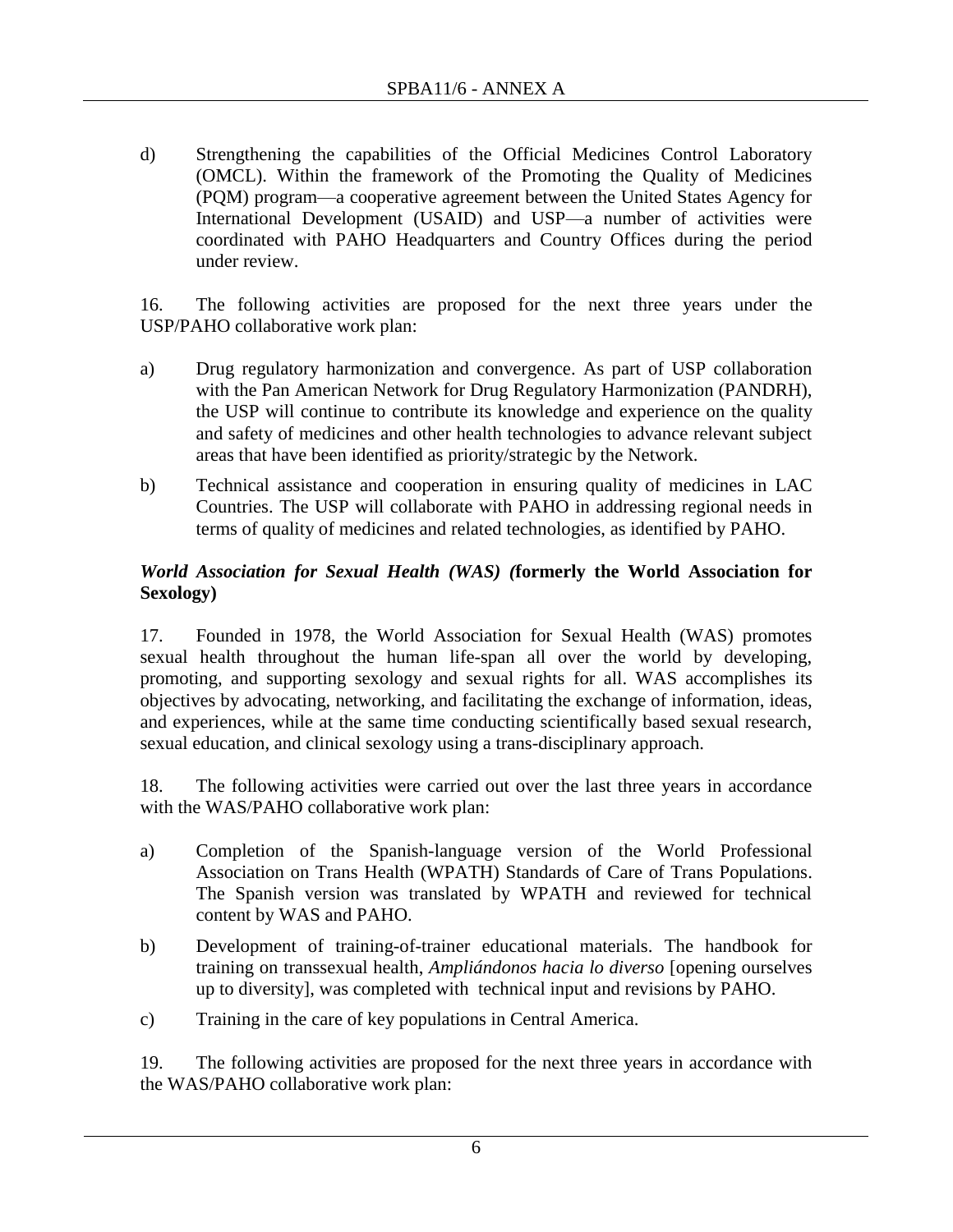d) Strengthening the capabilities of the Official Medicines Control Laboratory (OMCL). Within the framework of the Promoting the Quality of Medicines (PQM) program—a cooperative agreement between the United States Agency for International Development (USAID) and USP—a number of activities were coordinated with PAHO Headquarters and Country Offices during the period under review.

16. The following activities are proposed for the next three years under the USP/PAHO collaborative work plan:

a) Drug regulatory harmonization and convergence. As part of USP collaboration with the Pan American Network for Drug Regulatory Harmonization (PANDRH), the USP will continue to contribute its knowledge and experience on the quality and safety of medicines and other health technologies to advance relevant subject areas that have been identified as priority/strategic by the Network.

b) Technical assistance and cooperation in ensuring quality of medicines in LAC Countries. The USP will collaborate with PAHO in addressing regional needs in terms of quality of medicines and related technologies, as identified by PAHO.

***World Association for Sexual Health (WAS) (*formerly the World Association for Sexology)**

17. Founded in 1978, the World Association for Sexual Health (WAS) promotes sexual health throughout the human life-span all over the world by developing, promoting, and supporting sexology and sexual rights for all. WAS accomplishes its objectives by advocating, networking, and facilitating the exchange of information, ideas, and experiences, while at the same time conducting scientifically based sexual research, sexual education, and clinical sexology using a trans-disciplinary approach.

18. The following activities were carried out over the last three years in accordance with the WAS/PAHO collaborative work plan:

a) Completion of the Spanish-language version of the World Professional Association on Trans Health (WPATH) Standards of Care of Trans Populations. The Spanish version was translated by WPATH and reviewed for technical content by WAS and PAHO.

b) Development of training-of-trainer educational materials. The handbook for training on transsexual health, *Ampliándonos hacia lo diverso* [opening ourselves up to diversity], was completed with technical input and revisions by PAHO.

c) Training in the care of key populations in Central America.

19. The following activities are proposed for the next three years in accordance with the WAS/PAHO collaborative work plan: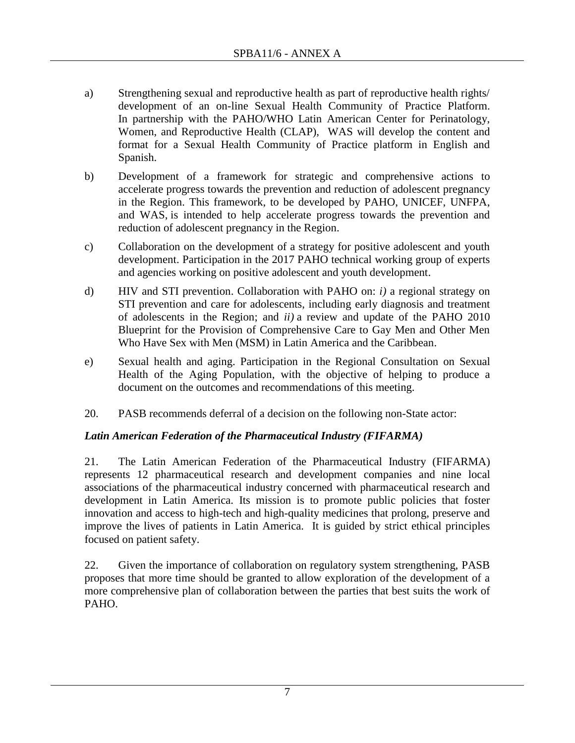a) Strengthening sexual and reproductive health as part of reproductive health rights/ development of an on-line Sexual Health Community of Practice Platform. In partnership with the PAHO/WHO Latin American Center for Perinatology, Women, and Reproductive Health (CLAP), WAS will develop the content and format for a Sexual Health Community of Practice platform in English and Spanish.

b) Development of a framework for strategic and comprehensive actions to accelerate progress towards the prevention and reduction of adolescent pregnancy in the Region. This framework, to be developed by PAHO, UNICEF, UNFPA, and WAS, is intended to help accelerate progress towards the prevention and reduction of adolescent pregnancy in the Region.

c) Collaboration on the development of a strategy for positive adolescent and youth development. Participation in the 2017 PAHO technical working group of experts and agencies working on positive adolescent and youth development.

d) HIV and STI prevention. Collaboration with PAHO on: *i)* a regional strategy on STI prevention and care for adolescents, including early diagnosis and treatment of adolescents in the Region; and *ii)* a review and update of the PAHO 2010 Blueprint for the Provision of Comprehensive Care to Gay Men and Other Men Who Have Sex with Men (MSM) in Latin America and the Caribbean.

e) Sexual health and aging. Participation in the Regional Consultation on Sexual Health of the Aging Population, with the objective of helping to produce a document on the outcomes and recommendations of this meeting.

20. PASB recommends deferral of a decision on the following non-State actor:

***Latin American Federation of the Pharmaceutical Industry (FIFARMA)***

21. The Latin American Federation of the Pharmaceutical Industry (FIFARMA) represents 12 pharmaceutical research and development companies and nine local associations of the pharmaceutical industry concerned with pharmaceutical research and development in Latin America. Its mission is to promote public policies that foster innovation and access to high-tech and high-quality medicines that prolong, preserve and improve the lives of patients in Latin America. It is guided by strict ethical principles focused on patient safety.

22. Given the importance of collaboration on regulatory system strengthening, PASB proposes that more time should be granted to allow exploration of the development of a more comprehensive plan of collaboration between the parties that best suits the work of PAHO.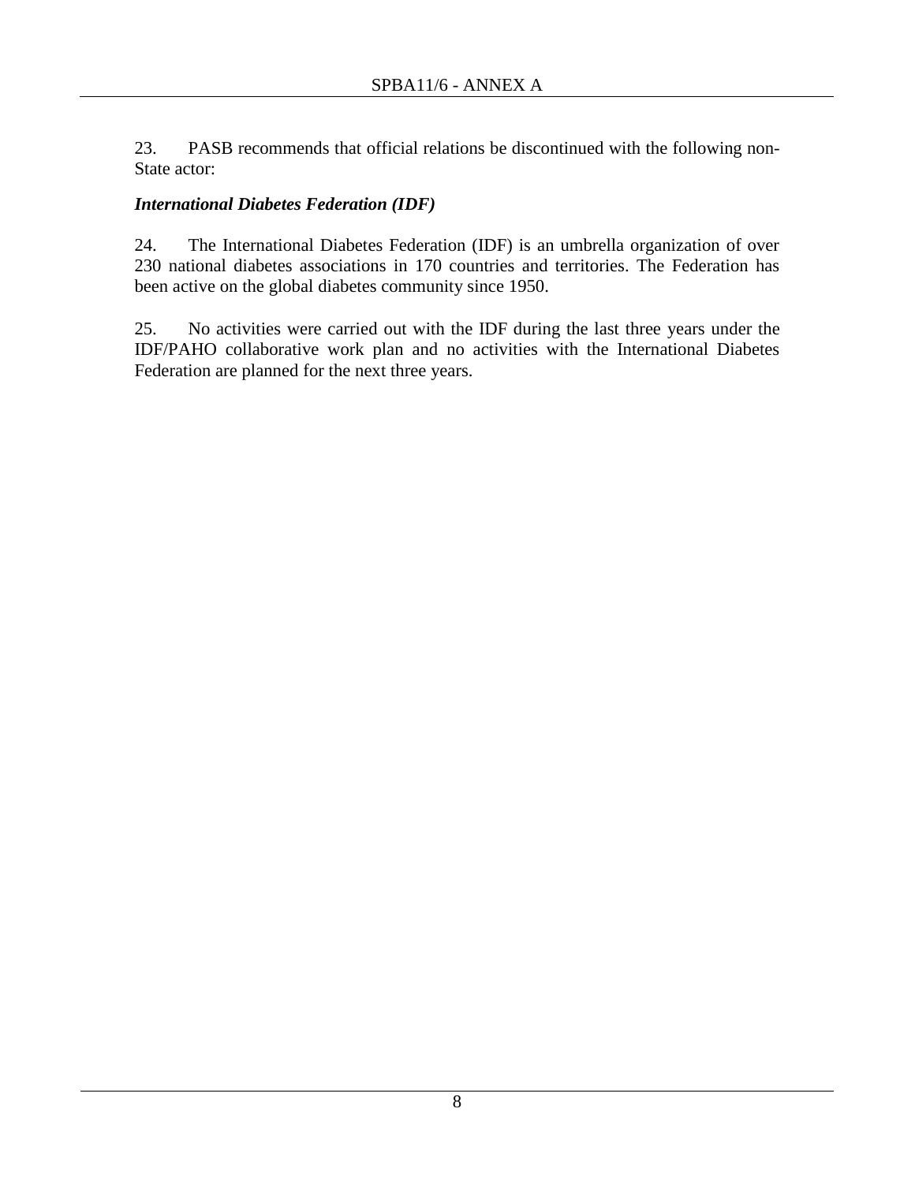23. PASB recommends that official relations be discontinued with the following non-State actor:

***International Diabetes Federation (IDF)***

24. The International Diabetes Federation (IDF) is an umbrella organization of over 230 national diabetes associations in 170 countries and territories. The Federation has been active on the global diabetes community since 1950.

25. No activities were carried out with the IDF during the last three years under the IDF/PAHO collaborative work plan and no activities with the International Diabetes Federation are planned for the next three years.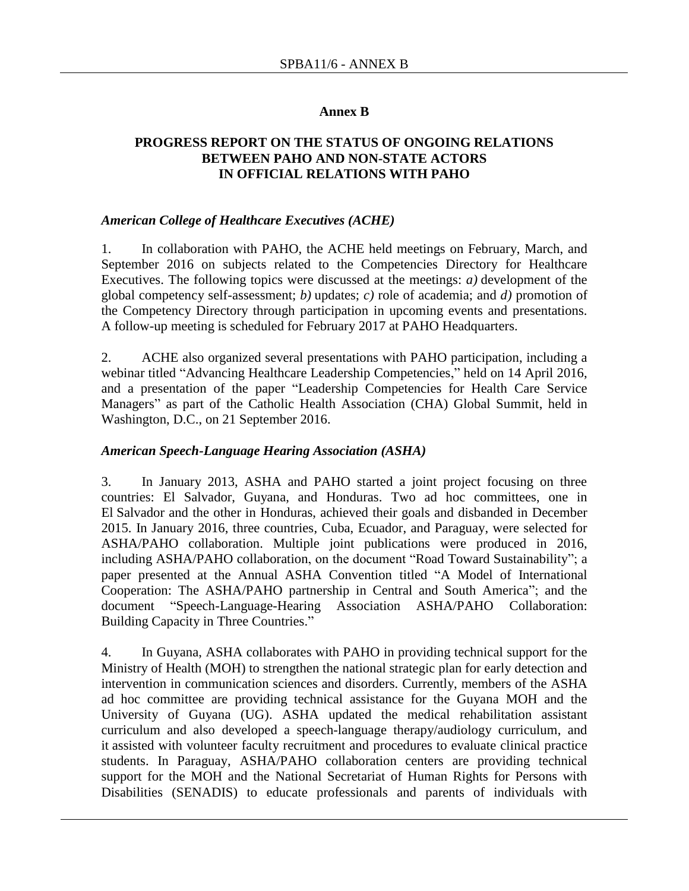## Annex B

## PROGRESS REPORT ON THE STATUS OF ONGOING RELATIONS BETWEEN PAHO AND NON-STATE ACTORS IN OFFICIAL RELATIONS WITH PAHO

### *American College of Healthcare Executives (ACHE)*

1. In collaboration with PAHO, the ACHE held meetings on February, March, and September 2016 on subjects related to the Competencies Directory for Healthcare Executives. The following topics were discussed at the meetings: *a)* development of the global competency self-assessment; *b)* updates; *c)* role of academia; and *d)* promotion of the Competency Directory through participation in upcoming events and presentations. A follow-up meeting is scheduled for February 2017 at PAHO Headquarters.

2. ACHE also organized several presentations with PAHO participation, including a webinar titled "Advancing Healthcare Leadership Competencies," held on 14 April 2016, and a presentation of the paper "Leadership Competencies for Health Care Service Managers" as part of the Catholic Health Association (CHA) Global Summit, held in Washington, D.C., on 21 September 2016.

### *American Speech-Language Hearing Association (ASHA)*

3. In January 2013, ASHA and PAHO started a joint project focusing on three countries: El Salvador, Guyana, and Honduras. Two ad hoc committees, one in El Salvador and the other in Honduras, achieved their goals and disbanded in December 2015. In January 2016, three countries, Cuba, Ecuador, and Paraguay, were selected for ASHA/PAHO collaboration. Multiple joint publications were produced in 2016, including ASHA/PAHO collaboration, on the document "Road Toward Sustainability"; a paper presented at the Annual ASHA Convention titled "A Model of International Cooperation: The ASHA/PAHO partnership in Central and South America"; and the document "Speech-Language-Hearing Association ASHA/PAHO Collaboration: Building Capacity in Three Countries."

4. In Guyana, ASHA collaborates with PAHO in providing technical support for the Ministry of Health (MOH) to strengthen the national strategic plan for early detection and intervention in communication sciences and disorders. Currently, members of the ASHA ad hoc committee are providing technical assistance for the Guyana MOH and the University of Guyana (UG). ASHA updated the medical rehabilitation assistant curriculum and also developed a speech-language therapy/audiology curriculum, and it assisted with volunteer faculty recruitment and procedures to evaluate clinical practice students. In Paraguay, ASHA/PAHO collaboration centers are providing technical support for the MOH and the National Secretariat of Human Rights for Persons with Disabilities (SENADIS) to educate professionals and parents of individuals with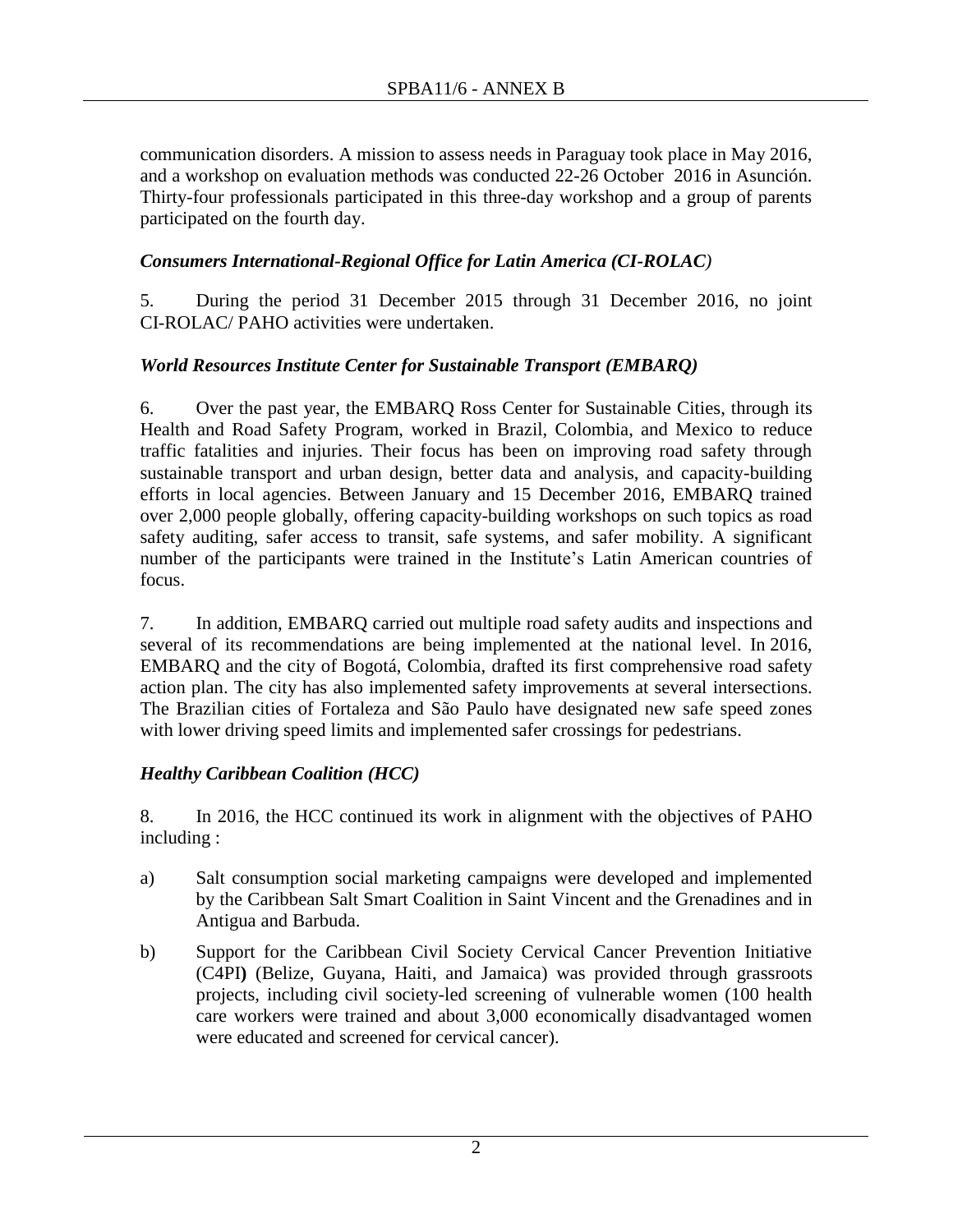communication disorders. A mission to assess needs in Paraguay took place in May 2016, and a workshop on evaluation methods was conducted 22-26 October 2016 in Asunción. Thirty-four professionals participated in this three-day workshop and a group of parents participated on the fourth day.

### *Consumers International-Regional Office for Latin America (CI-ROLAC)*

5. During the period 31 December 2015 through 31 December 2016, no joint CI-ROLAC/ PAHO activities were undertaken.

### *World Resources Institute Center for Sustainable Transport (EMBARQ)*

6. Over the past year, the EMBARQ Ross Center for Sustainable Cities, through its Health and Road Safety Program, worked in Brazil, Colombia, and Mexico to reduce traffic fatalities and injuries. Their focus has been on improving road safety through sustainable transport and urban design, better data and analysis, and capacity-building efforts in local agencies. Between January and 15 December 2016, EMBARQ trained over 2,000 people globally, offering capacity-building workshops on such topics as road safety auditing, safer access to transit, safe systems, and safer mobility. A significant number of the participants were trained in the Institute's Latin American countries of focus.

7. In addition, EMBARQ carried out multiple road safety audits and inspections and several of its recommendations are being implemented at the national level. In 2016, EMBARQ and the city of Bogotá, Colombia, drafted its first comprehensive road safety action plan. The city has also implemented safety improvements at several intersections. The Brazilian cities of Fortaleza and São Paulo have designated new safe speed zones with lower driving speed limits and implemented safer crossings for pedestrians.

### *Healthy Caribbean Coalition (HCC)*

8. In 2016, the HCC continued its work in alignment with the objectives of PAHO including :

a) Salt consumption social marketing campaigns were developed and implemented by the Caribbean Salt Smart Coalition in Saint Vincent and the Grenadines and in Antigua and Barbuda.

b) Support for the Caribbean Civil Society Cervical Cancer Prevention Initiative (C4PI) (Belize, Guyana, Haiti, and Jamaica) was provided through grassroots projects, including civil society-led screening of vulnerable women (100 health care workers were trained and about 3,000 economically disadvantaged women were educated and screened for cervical cancer).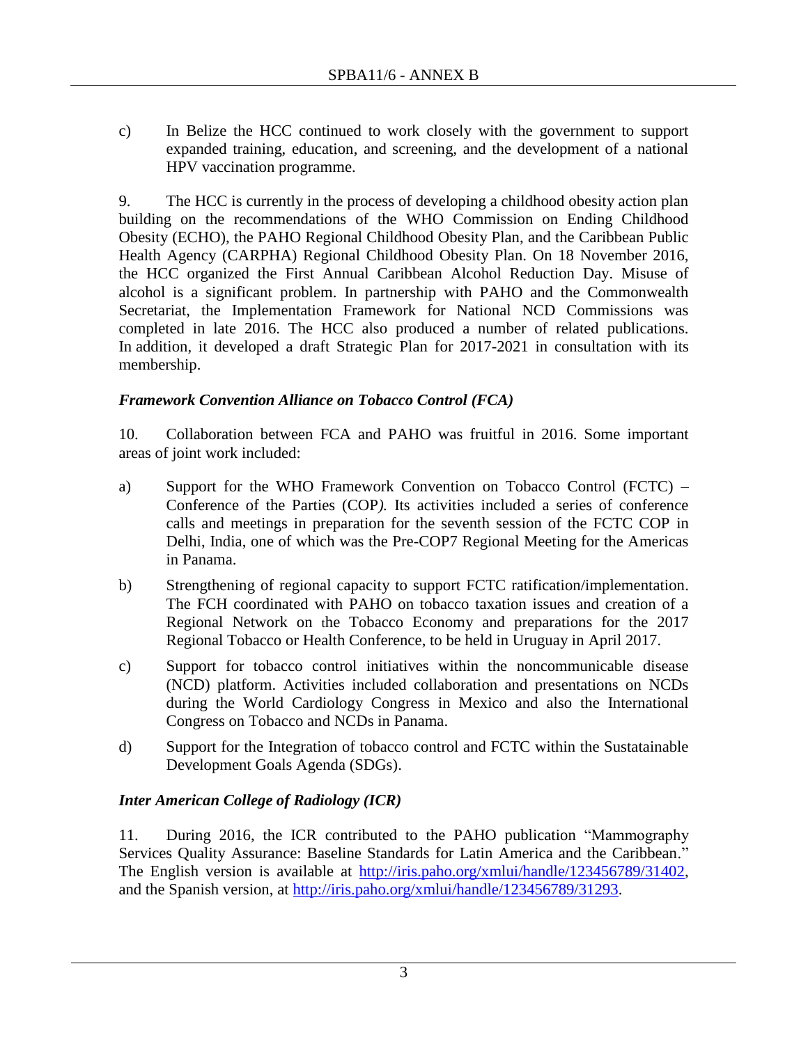c) In Belize the HCC continued to work closely with the government to support expanded training, education, and screening, and the development of a national HPV vaccination programme.

9. The HCC is currently in the process of developing a childhood obesity action plan building on the recommendations of the WHO Commission on Ending Childhood Obesity (ECHO), the PAHO Regional Childhood Obesity Plan, and the Caribbean Public Health Agency (CARPHA) Regional Childhood Obesity Plan. On 18 November 2016, the HCC organized the First Annual Caribbean Alcohol Reduction Day. Misuse of alcohol is a significant problem. In partnership with PAHO and the Commonwealth Secretariat, the Implementation Framework for National NCD Commissions was completed in late 2016. The HCC also produced a number of related publications. In addition, it developed a draft Strategic Plan for 2017-2021 in consultation with its membership.

### *Framework Convention Alliance on Tobacco Control (FCA)*

10. Collaboration between FCA and PAHO was fruitful in 2016. Some important areas of joint work included:

a) Support for the WHO Framework Convention on Tobacco Control (FCTC) – Conference of the Parties (COP*).* Its activities included a series of conference calls and meetings in preparation for the seventh session of the FCTC COP in Delhi, India, one of which was the Pre-COP7 Regional Meeting for the Americas in Panama.

b) Strengthening of regional capacity to support FCTC ratification/implementation. The FCH coordinated with PAHO on tobacco taxation issues and creation of a Regional Network on the Tobacco Economy and preparations for the 2017 Regional Tobacco or Health Conference, to be held in Uruguay in April 2017.

c) Support for tobacco control initiatives within the noncommunicable disease (NCD) platform. Activities included collaboration and presentations on NCDs during the World Cardiology Congress in Mexico and also the International Congress on Tobacco and NCDs in Panama.

d) Support for the Integration of tobacco control and FCTC within the Sustatainable Development Goals Agenda (SDGs).

### *Inter American College of Radiology (ICR)*

11. During 2016, the ICR contributed to the PAHO publication "Mammography Services Quality Assurance: Baseline Standards for Latin America and the Caribbean." The English version is available at http://iris.paho.org/xmlui/handle/123456789/31402, and the Spanish version, at http://iris.paho.org/xmlui/handle/123456789/31293.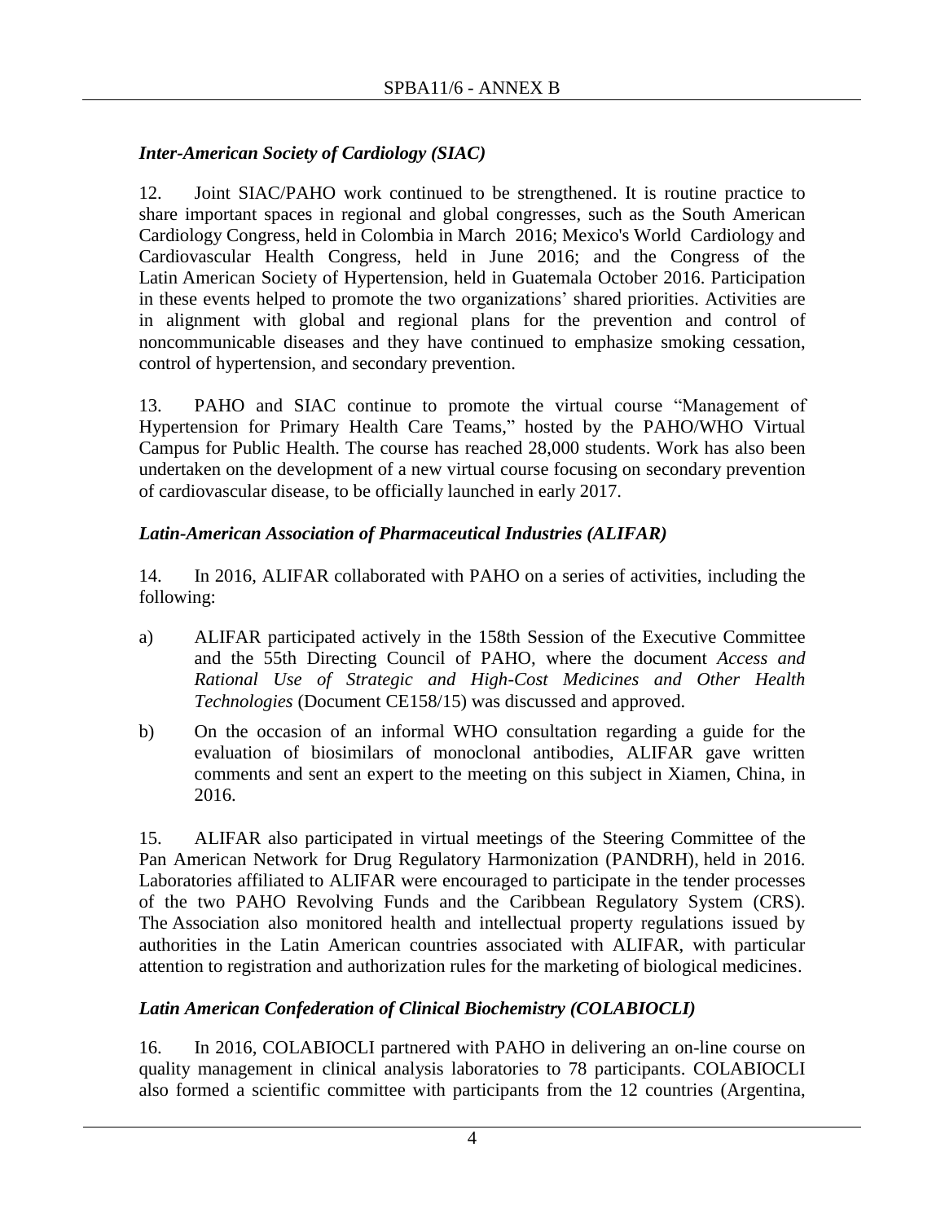### *Inter-American Society of Cardiology (SIAC)*

12. Joint SIAC/PAHO work continued to be strengthened. It is routine practice to share important spaces in regional and global congresses, such as the South American Cardiology Congress, held in Colombia in March 2016; Mexico's World Cardiology and Cardiovascular Health Congress, held in June 2016; and the Congress of the Latin American Society of Hypertension, held in Guatemala October 2016. Participation in these events helped to promote the two organizations' shared priorities. Activities are in alignment with global and regional plans for the prevention and control of noncommunicable diseases and they have continued to emphasize smoking cessation, control of hypertension, and secondary prevention.

13. PAHO and SIAC continue to promote the virtual course "Management of Hypertension for Primary Health Care Teams," hosted by the PAHO/WHO Virtual Campus for Public Health. The course has reached 28,000 students. Work has also been undertaken on the development of a new virtual course focusing on secondary prevention of cardiovascular disease, to be officially launched in early 2017.

### *Latin-American Association of Pharmaceutical Industries (ALIFAR)*

14. In 2016, ALIFAR collaborated with PAHO on a series of activities, including the following:

a) ALIFAR participated actively in the 158th Session of the Executive Committee and the 55th Directing Council of PAHO, where the document *Access and Rational Use of Strategic and High-Cost Medicines and Other Health Technologies* (Document CE158/15) was discussed and approved.

b) On the occasion of an informal WHO consultation regarding a guide for the evaluation of biosimilars of monoclonal antibodies, ALIFAR gave written comments and sent an expert to the meeting on this subject in Xiamen, China, in 2016.

15. ALIFAR also participated in virtual meetings of the Steering Committee of the Pan American Network for Drug Regulatory Harmonization (PANDRH), held in 2016. Laboratories affiliated to ALIFAR were encouraged to participate in the tender processes of the two PAHO Revolving Funds and the Caribbean Regulatory System (CRS). The Association also monitored health and intellectual property regulations issued by authorities in the Latin American countries associated with ALIFAR, with particular attention to registration and authorization rules for the marketing of biological medicines.

### *Latin American Confederation of Clinical Biochemistry (COLABIOCLI)*

16. In 2016, COLABIOCLI partnered with PAHO in delivering an on-line course on quality management in clinical analysis laboratories to 78 participants. COLABIOCLI also formed a scientific committee with participants from the 12 countries (Argentina,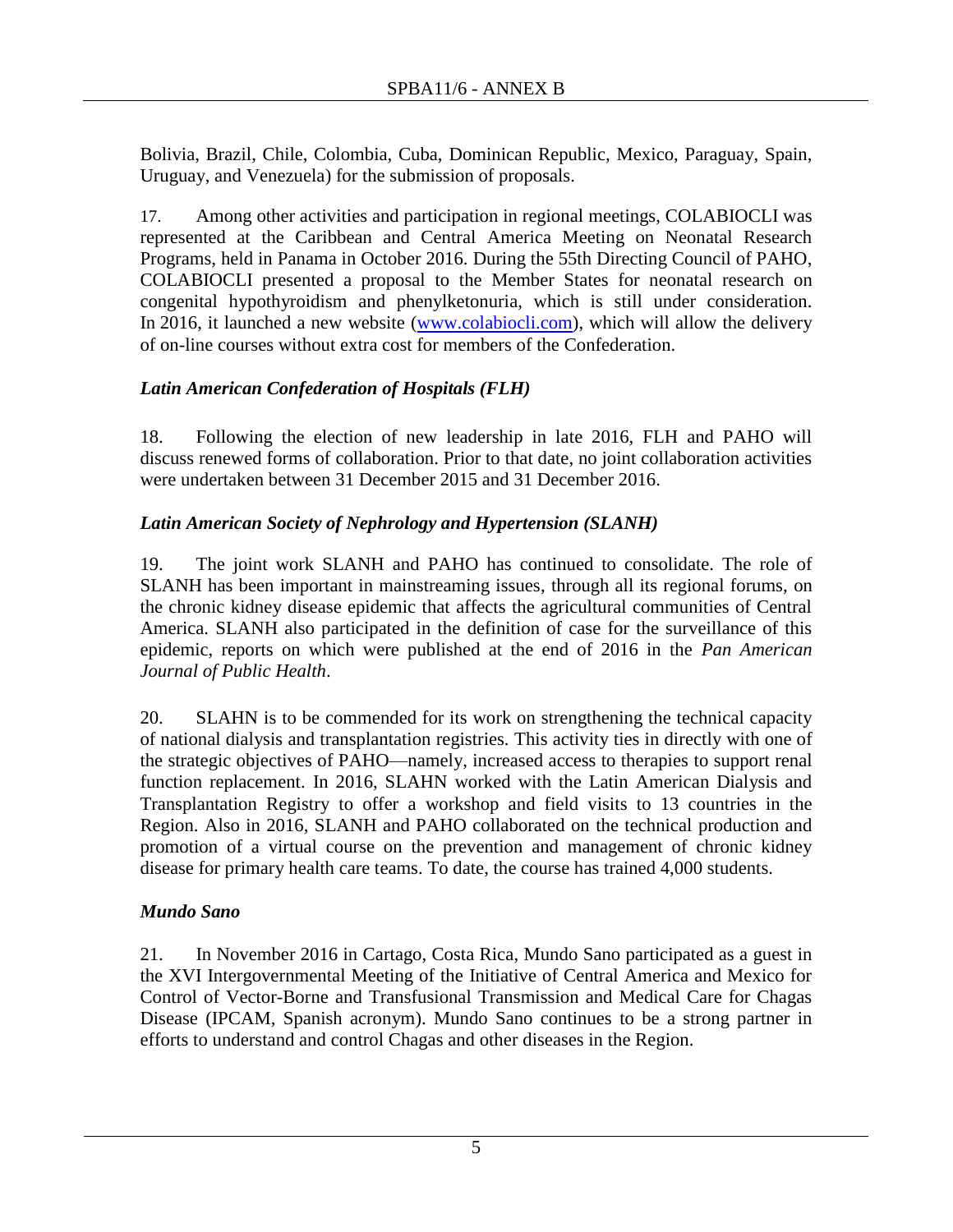Bolivia, Brazil, Chile, Colombia, Cuba, Dominican Republic, Mexico, Paraguay, Spain, Uruguay, and Venezuela) for the submission of proposals.

17. Among other activities and participation in regional meetings, COLABIOCLI was represented at the Caribbean and Central America Meeting on Neonatal Research Programs, held in Panama in October 2016. During the 55th Directing Council of PAHO, COLABIOCLI presented a proposal to the Member States for neonatal research on congenital hypothyroidism and phenylketonuria, which is still under consideration. In 2016, it launched a new website ([www.colabiocli.com](www.colabiocli.com)), which will allow the delivery of on-line courses without extra cost for members of the Confederation.

### *Latin American Confederation of Hospitals (FLH)*

18. Following the election of new leadership in late 2016, FLH and PAHO will discuss renewed forms of collaboration. Prior to that date, no joint collaboration activities were undertaken between 31 December 2015 and 31 December 2016.

### *Latin American Society of Nephrology and Hypertension (SLANH)*

19. The joint work SLANH and PAHO has continued to consolidate. The role of SLANH has been important in mainstreaming issues, through all its regional forums, on the chronic kidney disease epidemic that affects the agricultural communities of Central America. SLANH also participated in the definition of case for the surveillance of this epidemic, reports on which were published at the end of 2016 in the *Pan American Journal of Public Health*.

20. SLAHN is to be commended for its work on strengthening the technical capacity of national dialysis and transplantation registries. This activity ties in directly with one of the strategic objectives of PAHO—namely, increased access to therapies to support renal function replacement. In 2016, SLAHN worked with the Latin American Dialysis and Transplantation Registry to offer a workshop and field visits to 13 countries in the Region. Also in 2016, SLANH and PAHO collaborated on the technical production and promotion of a virtual course on the prevention and management of chronic kidney disease for primary health care teams. To date, the course has trained 4,000 students.

### *Mundo Sano*

21. In November 2016 in Cartago, Costa Rica, Mundo Sano participated as a guest in the XVI Intergovernmental Meeting of the Initiative of Central America and Mexico for Control of Vector-Borne and Transfusional Transmission and Medical Care for Chagas Disease (IPCAM, Spanish acronym). Mundo Sano continues to be a strong partner in efforts to understand and control Chagas and other diseases in the Region.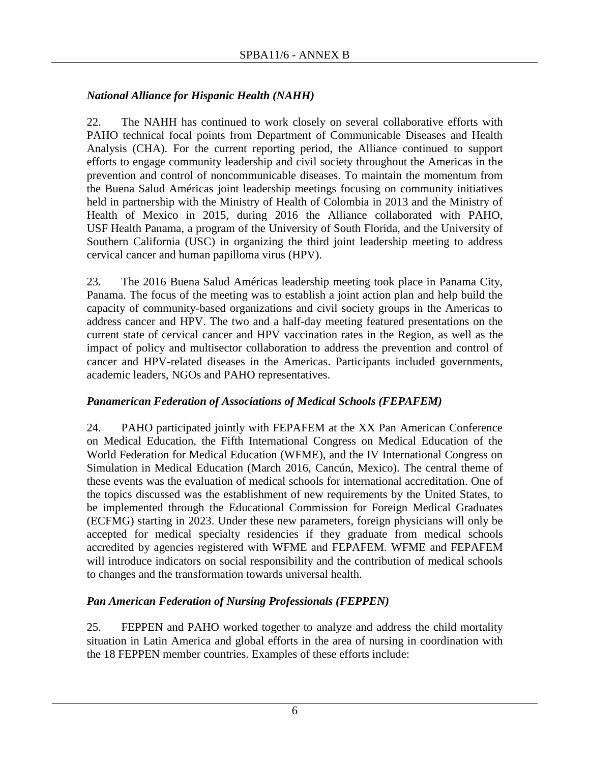***National Alliance for Hispanic Health (NAHH)***

22. The NAHH has continued to work closely on several collaborative efforts with PAHO technical focal points from Department of Communicable Diseases and Health Analysis (CHA). For the current reporting period, the Alliance continued to support efforts to engage community leadership and civil society throughout the Americas in the prevention and control of noncommunicable diseases. To maintain the momentum from the Buena Salud Américas joint leadership meetings focusing on community initiatives held in partnership with the Ministry of Health of Colombia in 2013 and the Ministry of Health of Mexico in 2015, during 2016 the Alliance collaborated with PAHO, USF Health Panama, a program of the University of South Florida, and the University of Southern California (USC) in organizing the third joint leadership meeting to address cervical cancer and human papilloma virus (HPV).

23. The 2016 Buena Salud Américas leadership meeting took place in Panama City, Panama. The focus of the meeting was to establish a joint action plan and help build the capacity of community-based organizations and civil society groups in the Americas to address cancer and HPV. The two and a half-day meeting featured presentations on the current state of cervical cancer and HPV vaccination rates in the Region, as well as the impact of policy and multisector collaboration to address the prevention and control of cancer and HPV-related diseases in the Americas. Participants included governments, academic leaders, NGOs and PAHO representatives.

***Panamerican Federation of Associations of Medical Schools (FEPAFEM)***

24. PAHO participated jointly with FEPAFEM at the XX Pan American Conference on Medical Education, the Fifth International Congress on Medical Education of the World Federation for Medical Education (WFME), and the IV International Congress on Simulation in Medical Education (March 2016, Cancún, Mexico). The central theme of these events was the evaluation of medical schools for international accreditation. One of the topics discussed was the establishment of new requirements by the United States, to be implemented through the Educational Commission for Foreign Medical Graduates (ECFMG) starting in 2023. Under these new parameters, foreign physicians will only be accepted for medical specialty residencies if they graduate from medical schools accredited by agencies registered with WFME and FEPAFEM. WFME and FEPAFEM will introduce indicators on social responsibility and the contribution of medical schools to changes and the transformation towards universal health.

***Pan American Federation of Nursing Professionals (FEPPEN)***

25. FEPPEN and PAHO worked together to analyze and address the child mortality situation in Latin America and global efforts in the area of nursing in coordination with the 18 FEPPEN member countries. Examples of these efforts include: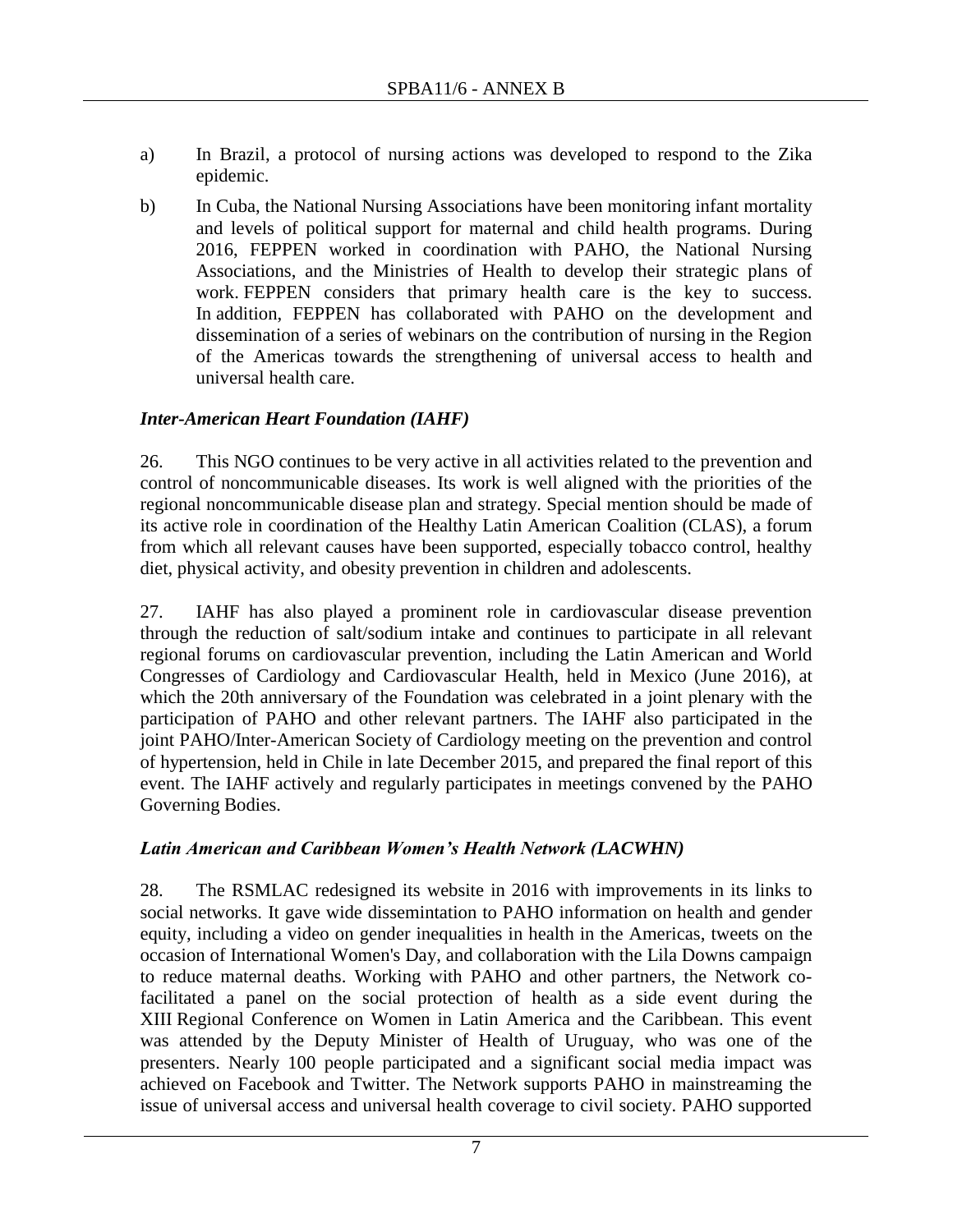a) In Brazil, a protocol of nursing actions was developed to respond to the Zika epidemic.

b) In Cuba, the National Nursing Associations have been monitoring infant mortality and levels of political support for maternal and child health programs. During 2016, FEPPEN worked in coordination with PAHO, the National Nursing Associations, and the Ministries of Health to develop their strategic plans of work. FEPPEN considers that primary health care is the key to success. In addition, FEPPEN has collaborated with PAHO on the development and dissemination of a series of webinars on the contribution of nursing in the Region of the Americas towards the strengthening of universal access to health and universal health care.

### *Inter-American Heart Foundation (IAHF)*

26. This NGO continues to be very active in all activities related to the prevention and control of noncommunicable diseases. Its work is well aligned with the priorities of the regional noncommunicable disease plan and strategy. Special mention should be made of its active role in coordination of the Healthy Latin American Coalition (CLAS), a forum from which all relevant causes have been supported, especially tobacco control, healthy diet, physical activity, and obesity prevention in children and adolescents.

27. IAHF has also played a prominent role in cardiovascular disease prevention through the reduction of salt/sodium intake and continues to participate in all relevant regional forums on cardiovascular prevention, including the Latin American and World Congresses of Cardiology and Cardiovascular Health, held in Mexico (June 2016), at which the 20th anniversary of the Foundation was celebrated in a joint plenary with the participation of PAHO and other relevant partners. The IAHF also participated in the joint PAHO/Inter-American Society of Cardiology meeting on the prevention and control of hypertension, held in Chile in late December 2015, and prepared the final report of this event. The IAHF actively and regularly participates in meetings convened by the PAHO Governing Bodies.

### *Latin American and Caribbean Women's Health Network (LACWHN)*

28. The RSMLAC redesigned its website in 2016 with improvements in its links to social networks. It gave wide dissemintation to PAHO information on health and gender equity, including a video on gender inequalities in health in the Americas, tweets on the occasion of International Women's Day, and collaboration with the Lila Downs campaign to reduce maternal deaths. Working with PAHO and other partners, the Network co-facilitated a panel on the social protection of health as a side event during the XIII Regional Conference on Women in Latin America and the Caribbean. This event was attended by the Deputy Minister of Health of Uruguay, who was one of the presenters. Nearly 100 people participated and a significant social media impact was achieved on Facebook and Twitter. The Network supports PAHO in mainstreaming the issue of universal access and universal health coverage to civil society. PAHO supported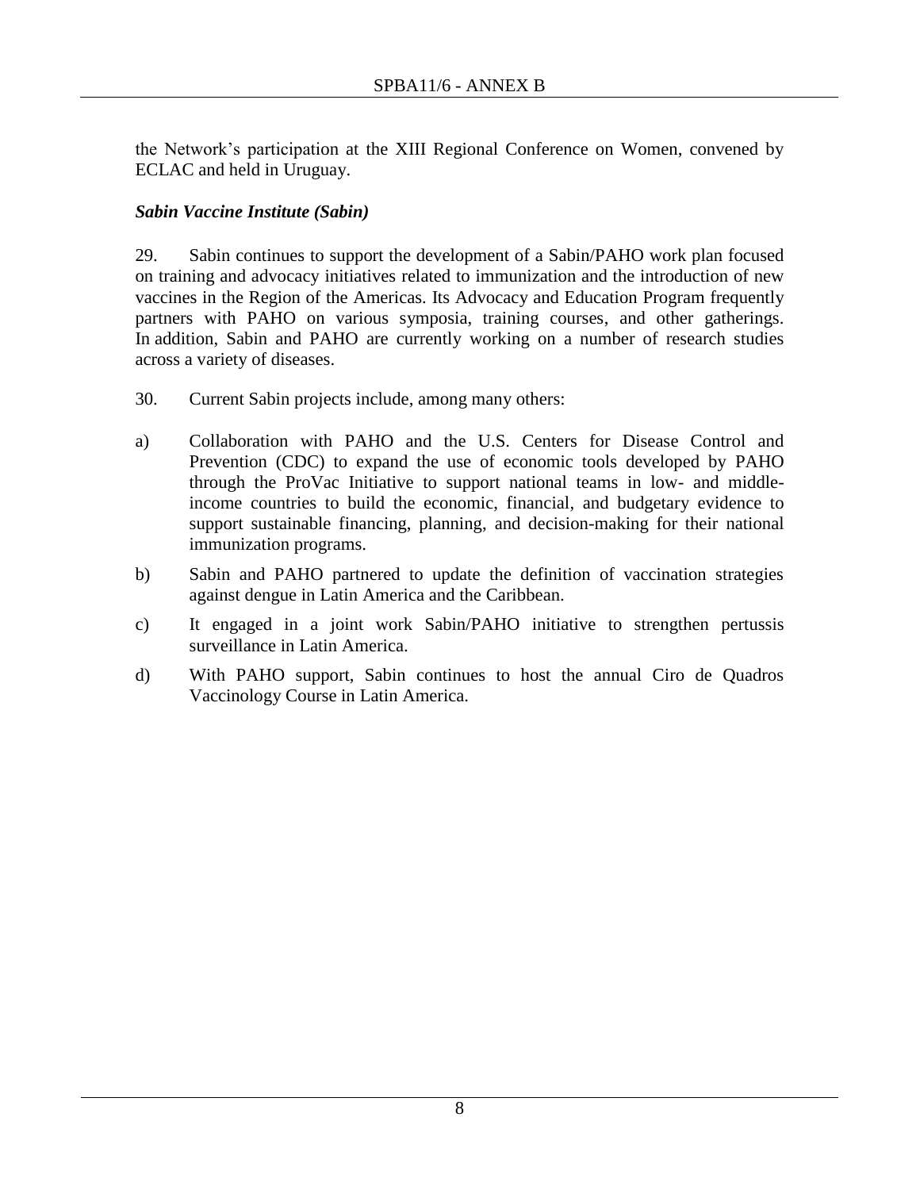the Network's participation at the XIII Regional Conference on Women, convened by ECLAC and held in Uruguay.

### *Sabin Vaccine Institute (Sabin)*

29. Sabin continues to support the development of a Sabin/PAHO work plan focused on training and advocacy initiatives related to immunization and the introduction of new vaccines in the Region of the Americas. Its Advocacy and Education Program frequently partners with PAHO on various symposia, training courses, and other gatherings. In addition, Sabin and PAHO are currently working on a number of research studies across a variety of diseases.

30. Current Sabin projects include, among many others:

a) Collaboration with PAHO and the U.S. Centers for Disease Control and Prevention (CDC) to expand the use of economic tools developed by PAHO through the ProVac Initiative to support national teams in low- and middle-income countries to build the economic, financial, and budgetary evidence to support sustainable financing, planning, and decision-making for their national immunization programs.

b) Sabin and PAHO partnered to update the definition of vaccination strategies against dengue in Latin America and the Caribbean.

c) It engaged in a joint work Sabin/PAHO initiative to strengthen pertussis surveillance in Latin America.

d) With PAHO support, Sabin continues to host the annual Ciro de Quadros Vaccinology Course in Latin America.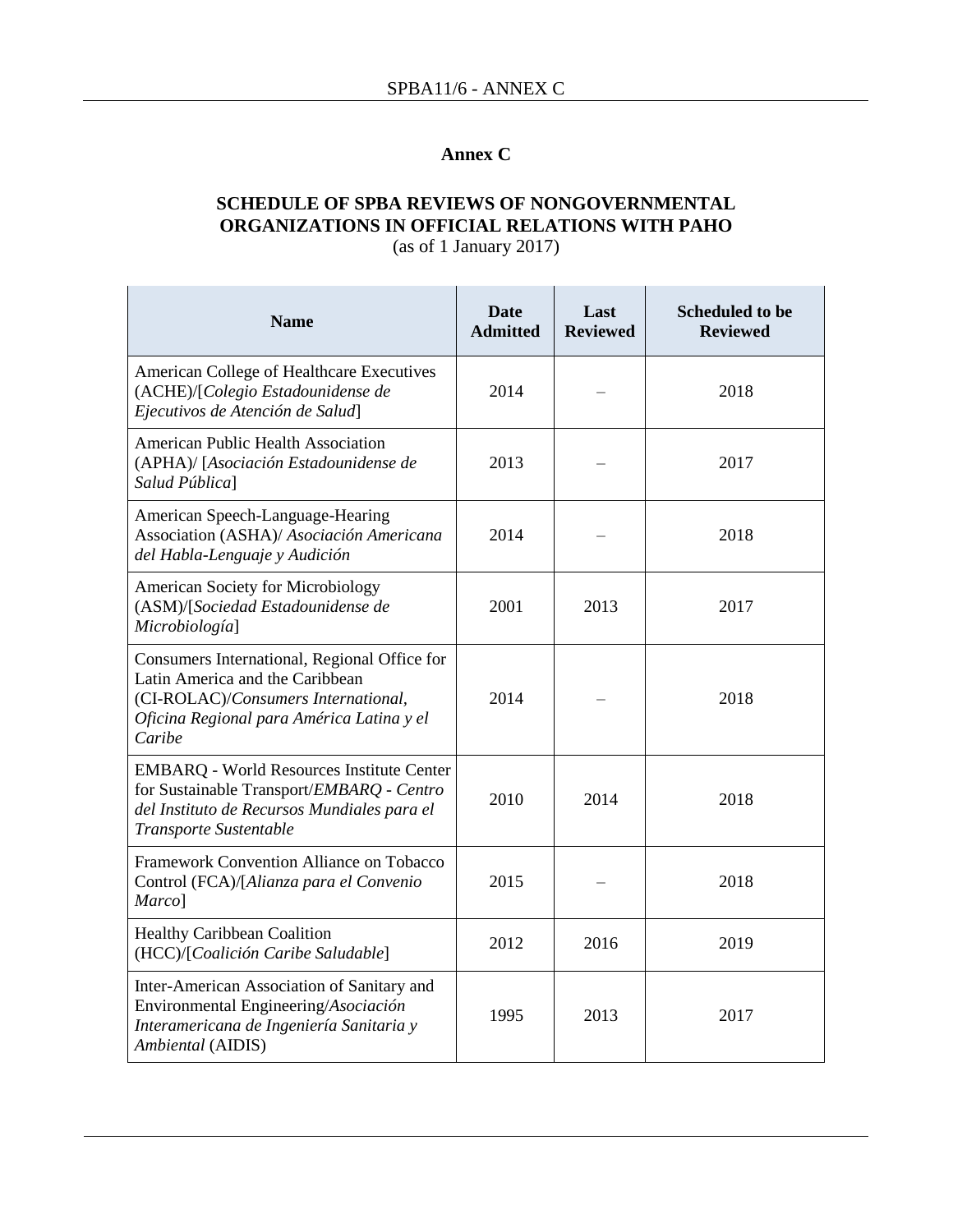# Annex C

## SCHEDULE OF SPBA REVIEWS OF NONGOVERNMENTAL ORGANIZATIONS IN OFFICIAL RELATIONS WITH PAHO

(as of 1 January 2017)

| Name | Date Admitted | Last Reviewed | Scheduled to be Reviewed |
|---|---|---|---|
| American College of Healthcare Executives (ACHE)/[*Colegio Estadounidense de Ejecutivos de Atención de Salud*] | 2014 | – | 2018 |
| American Public Health Association (APHA)/ [*Asociación Estadounidense de Salud Pública*] | 2013 | – | 2017 |
| American Speech-Language-Hearing Association (ASHA)/ *Asociación Americana del Habla-Lenguaje y Audición* | 2014 | – | 2018 |
| American Society for Microbiology (ASM)/[*Sociedad Estadounidense de Microbiología*] | 2001 | 2013 | 2017 |
| Consumers International, Regional Office for Latin America and the Caribbean (CI-ROLAC)/*Consumers International, Oficina Regional para América Latina y el Caribe* | 2014 | – | 2018 |
| EMBARQ - World Resources Institute Center for Sustainable Transport/*EMBARQ - Centro del Instituto de Recursos Mundiales para el Transporte Sustentable* | 2010 | 2014 | 2018 |
| Framework Convention Alliance on Tobacco Control (FCA)/[*Alianza para el Convenio Marco*] | 2015 | – | 2018 |
| Healthy Caribbean Coalition (HCC)/[*Coalición Caribe Saludable*] | 2012 | 2016 | 2019 |
| Inter-American Association of Sanitary and Environmental Engineering/*Asociación Interamericana de Ingeniería Sanitaria y Ambiental* (AIDIS) | 1995 | 2013 | 2017 |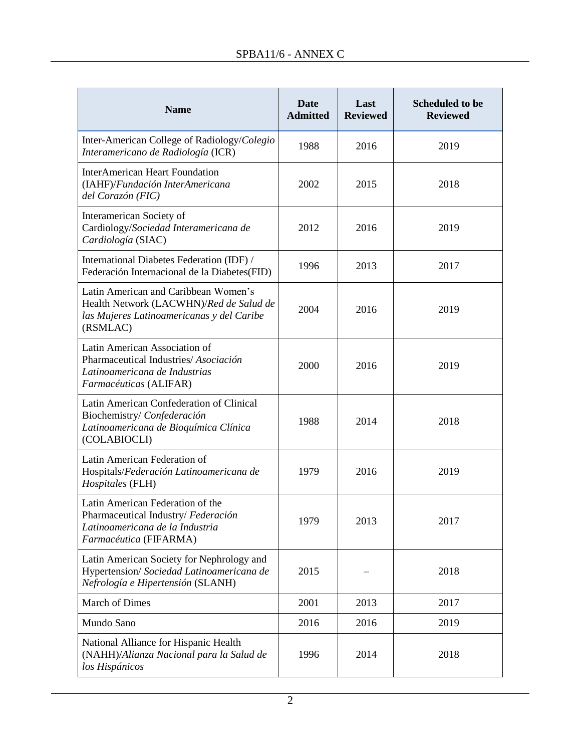| **Name** | **Date Admitted** | **Last Reviewed** | **Scheduled to be Reviewed** |
|---|---|---|---|
| Inter-American College of Radiology/*Colegio Interamericano de Radiología* (ICR) | 1988 | 2016 | 2019 |
| InterAmerican Heart Foundation (IAHF)/*Fundación InterAmericana del Corazón (FIC)* | 2002 | 2015 | 2018 |
| Interamerican Society of Cardiology/*Sociedad Interamericana de Cardiología* (SIAC) | 2012 | 2016 | 2019 |
| International Diabetes Federation (IDF) / Federación Internacional de la Diabetes(FID) | 1996 | 2013 | 2017 |
| Latin American and Caribbean Women's Health Network (LACWHN)/*Red de Salud de las Mujeres Latinoamericanas y del Caribe* (RSMLAC) | 2004 | 2016 | 2019 |
| Latin American Association of Pharmaceutical Industries/ *Asociación Latinoamericana de Industrias Farmacéuticas* (ALIFAR) | 2000 | 2016 | 2019 |
| Latin American Confederation of Clinical Biochemistry/ *Confederación Latinoamericana de Bioquímica Clínica* (COLABIOCLI) | 1988 | 2014 | 2018 |
| Latin American Federation of Hospitals/*Federación Latinoamericana de Hospitales* (FLH) | 1979 | 2016 | 2019 |
| Latin American Federation of the Pharmaceutical Industry/ *Federación Latinoamericana de la Industria Farmacéutica* (FIFARMA) | 1979 | 2013 | 2017 |
| Latin American Society for Nephrology and Hypertension/ *Sociedad Latinoamericana de Nefrología e Hipertensión* (SLANH) | 2015 | – | 2018 |
| March of Dimes | 2001 | 2013 | 2017 |
| Mundo Sano | 2016 | 2016 | 2019 |
| National Alliance for Hispanic Health (NAHH)/*Alianza Nacional para la Salud de los Hispánicos* | 1996 | 2014 | 2018 |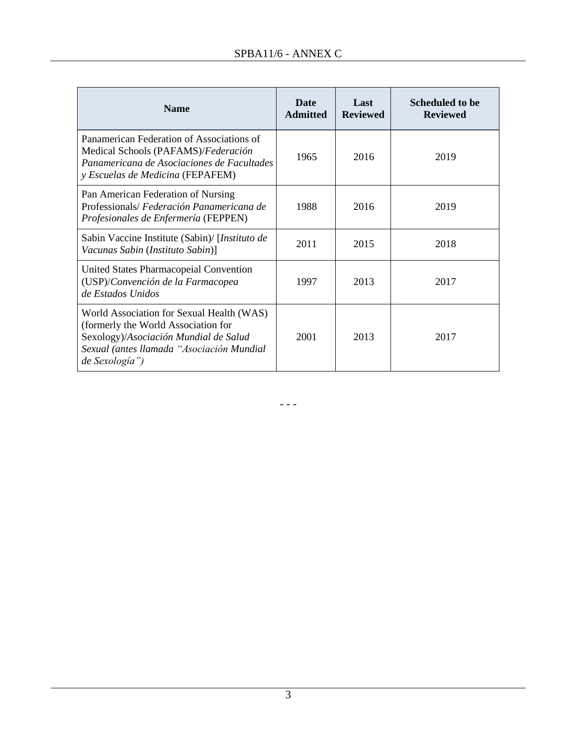| Name | Date Admitted | Last Reviewed | Scheduled to be Reviewed |
|---|---|---|---|
| Panamerican Federation of Associations of Medical Schools (PAFAMS)/*Federación Panamericana de Asociaciones de Facultades y Escuelas de Medicina* (FEPAFEM) | 1965 | 2016 | 2019 |
| Pan American Federation of Nursing Professionals/ *Federación Panamericana de Profesionales de Enfermería* (FEPPEN) | 1988 | 2016 | 2019 |
| Sabin Vaccine Institute (Sabin)/ [*Instituto de Vacunas Sabin* (*Instituto Sabin*)] | 2011 | 2015 | 2018 |
| United States Pharmacopeial Convention (USP)/*Convención de la Farmacopea de Estados Unidos* | 1997 | 2013 | 2017 |
| World Association for Sexual Health (WAS) (formerly the World Association for Sexology)/*Asociación Mundial de Salud Sexual (antes llamada "Asociación Mundial de Sexología")* | 2001 | 2013 | 2017 |

- - -